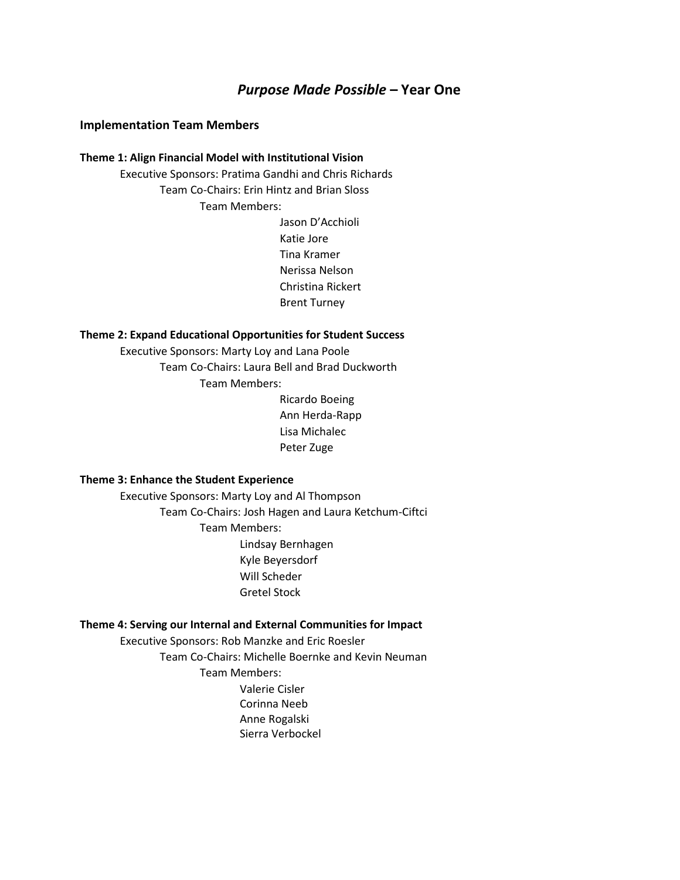# *Purpose Made Possible* – Year One

## Implementation Team Members

### Theme 1: Align Financial Model with Institutional Vision

Executive Sponsors: Pratima Gandhi and Chris Richards

Team Co-Chairs: Erin Hintz and Brian Sloss

Team Members:

- Jason D'Acchioli
- Katie Jore
- Tina Kramer
- Nerissa Nelson
- Christina Rickert
- Brent Turney

### Theme 2: Expand Educational Opportunities for Student Success

Executive Sponsors: Marty Loy and Lana Poole

Team Co-Chairs: Laura Bell and Brad Duckworth

Team Members:

- Ricardo Boeing
- Ann Herda-Rapp
- Lisa Michalec
- Peter Zuge

### Theme 3: Enhance the Student Experience

Executive Sponsors: Marty Loy and Al Thompson

Team Co-Chairs: Josh Hagen and Laura Ketchum-Ciftci

Team Members:

- Lindsay Bernhagen
- Kyle Beyersdorf
- Will Scheder
- Gretel Stock

### Theme 4: Serving our Internal and External Communities for Impact

Executive Sponsors: Rob Manzke and Eric Roesler

Team Co-Chairs: Michelle Boernke and Kevin Neuman

Team Members:

- Valerie Cisler
- Corinna Neeb
- Anne Rogalski
- Sierra Verbockel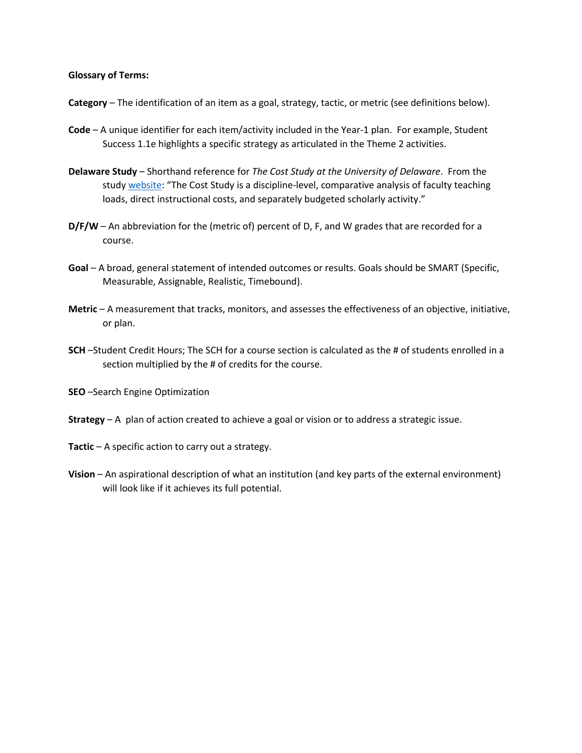**Glossary of Terms:**

**Category** – The identification of an item as a goal, strategy, tactic, or metric (see definitions below).

**Code** – A unique identifier for each item/activity included in the Year-1 plan. For example, Student Success 1.1e highlights a specific strategy as articulated in the Theme 2 activities.

**Delaware Study** – Shorthand reference for *The Cost Study at the University of Delaware*. From the study website: "The Cost Study is a discipline-level, comparative analysis of faculty teaching loads, direct instructional costs, and separately budgeted scholarly activity."

**D/F/W** – An abbreviation for the (metric of) percent of D, F, and W grades that are recorded for a course.

**Goal** – A broad, general statement of intended outcomes or results. Goals should be SMART (Specific, Measurable, Assignable, Realistic, Timebound).

**Metric** – A measurement that tracks, monitors, and assesses the effectiveness of an objective, initiative, or plan.

**SCH** –Student Credit Hours; The SCH for a course section is calculated as the # of students enrolled in a section multiplied by the # of credits for the course.

**SEO** –Search Engine Optimization

**Strategy** – A plan of action created to achieve a goal or vision or to address a strategic issue.

**Tactic** – A specific action to carry out a strategy.

**Vision** – An aspirational description of what an institution (and key parts of the external environment) will look like if it achieves its full potential.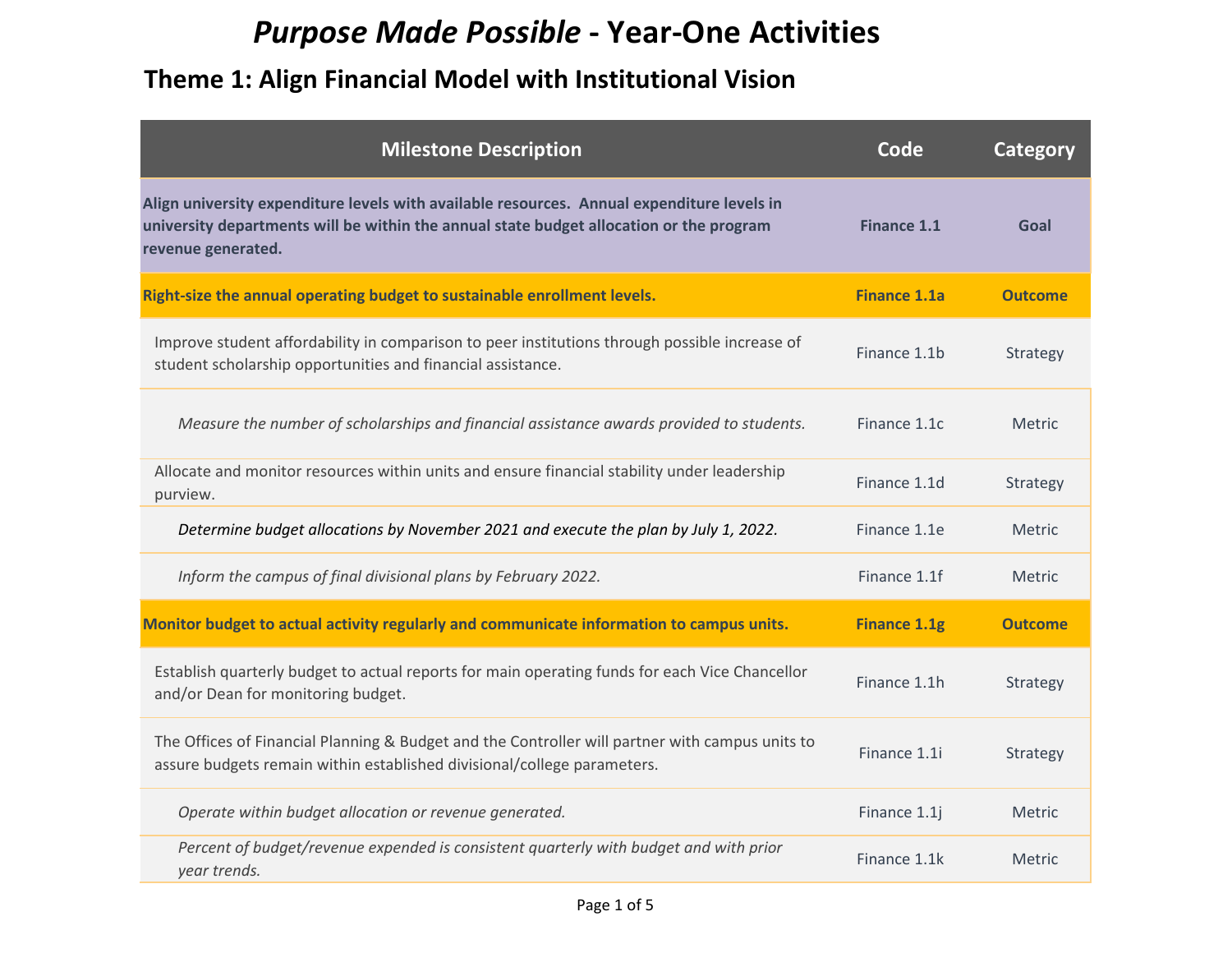# *Purpose Made Possible* - Year-One Activities

## Theme 1: Align Financial Model with Institutional Vision

| Milestone Description | Code | Category |
|---|---|---|
| **Align university expenditure levels with available resources. Annual expenditure levels in university departments will be within the annual state budget allocation or the program revenue generated.** | **Finance 1.1** | **Goal** |
| **Right-size the annual operating budget to sustainable enrollment levels.** | **Finance 1.1a** | **Outcome** |
| Improve student affordability in comparison to peer institutions through possible increase of student scholarship opportunities and financial assistance. | Finance 1.1b | Strategy |
| *Measure the number of scholarships and financial assistance awards provided to students.* | Finance 1.1c | Metric |
| Allocate and monitor resources within units and ensure financial stability under leadership purview. | Finance 1.1d | Strategy |
| *Determine budget allocations by November 2021 and execute the plan by July 1, 2022.* | Finance 1.1e | Metric |
| *Inform the campus of final divisional plans by February 2022.* | Finance 1.1f | Metric |
| **Monitor budget to actual activity regularly and communicate information to campus units.** | **Finance 1.1g** | **Outcome** |
| Establish quarterly budget to actual reports for main operating funds for each Vice Chancellor and/or Dean for monitoring budget. | Finance 1.1h | Strategy |
| The Offices of Financial Planning & Budget and the Controller will partner with campus units to assure budgets remain within established divisional/college parameters. | Finance 1.1i | Strategy |
| *Operate within budget allocation or revenue generated.* | Finance 1.1j | Metric |
| *Percent of budget/revenue expended is consistent quarterly with budget and with prior year trends.* | Finance 1.1k | Metric |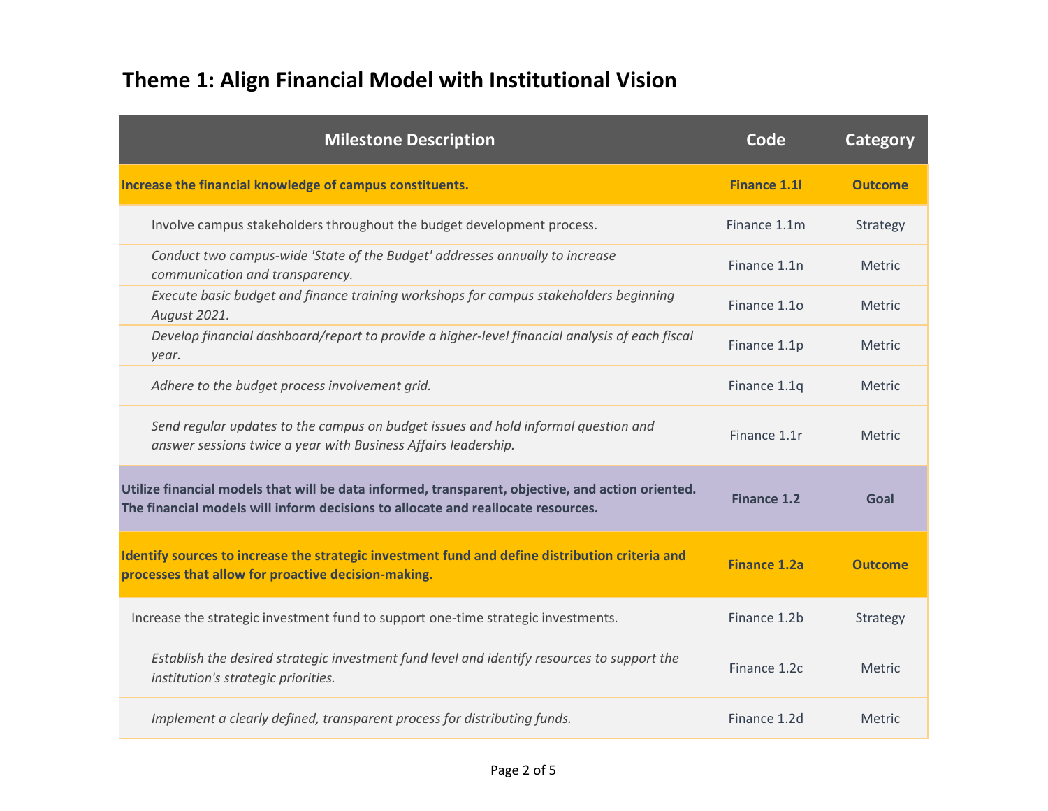# Theme 1: Align Financial Model with Institutional Vision

| Milestone Description | Code | Category |
|---|---|---|
| **Increase the financial knowledge of campus constituents.** | **Finance 1.1l** | **Outcome** |
| Involve campus stakeholders throughout the budget development process. | Finance 1.1m | Strategy |
| *Conduct two campus-wide 'State of the Budget' addresses annually to increase communication and transparency.* | Finance 1.1n | Metric |
| *Execute basic budget and finance training workshops for campus stakeholders beginning August 2021.* | Finance 1.1o | Metric |
| *Develop financial dashboard/report to provide a higher-level financial analysis of each fiscal year.* | Finance 1.1p | Metric |
| *Adhere to the budget process involvement grid.* | Finance 1.1q | Metric |
| *Send regular updates to the campus on budget issues and hold informal question and answer sessions twice a year with Business Affairs leadership.* | Finance 1.1r | Metric |
| **Utilize financial models that will be data informed, transparent, objective, and action oriented. The financial models will inform decisions to allocate and reallocate resources.** | **Finance 1.2** | **Goal** |
| **Identify sources to increase the strategic investment fund and define distribution criteria and processes that allow for proactive decision-making.** | **Finance 1.2a** | **Outcome** |
| Increase the strategic investment fund to support one-time strategic investments. | Finance 1.2b | Strategy |
| *Establish the desired strategic investment fund level and identify resources to support the institution's strategic priorities.* | Finance 1.2c | Metric |
| *Implement a clearly defined, transparent process for distributing funds.* | Finance 1.2d | Metric |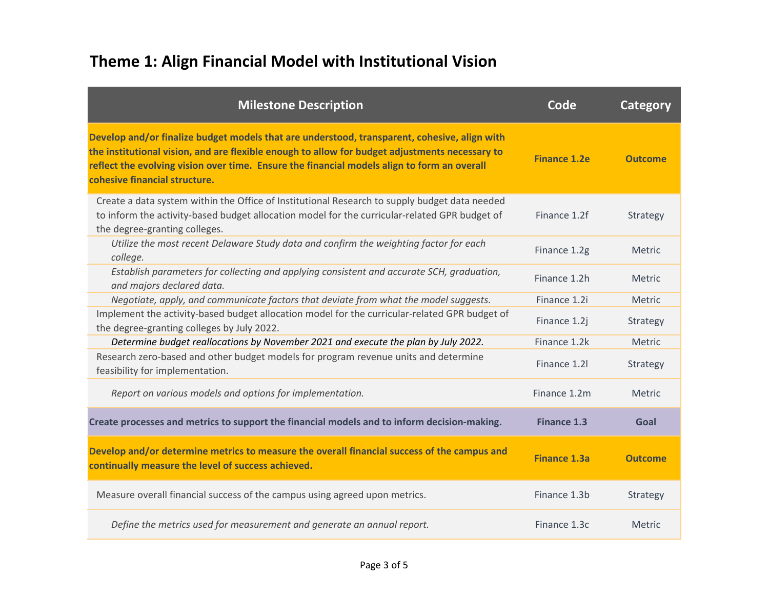## Theme 1: Align Financial Model with Institutional Vision

| Milestone Description | Code | Category |
|---|---|---|
| **Develop and/or finalize budget models that are understood, transparent, cohesive, align with the institutional vision, and are flexible enough to allow for budget adjustments necessary to reflect the evolving vision over time. Ensure the financial models align to form an overall cohesive financial structure.** | **Finance 1.2e** | **Outcome** |
| Create a data system within the Office of Institutional Research to supply budget data needed to inform the activity-based budget allocation model for the curricular-related GPR budget of the degree-granting colleges. | Finance 1.2f | Strategy |
| *Utilize the most recent Delaware Study data and confirm the weighting factor for each college.* | Finance 1.2g | Metric |
| *Establish parameters for collecting and applying consistent and accurate SCH, graduation, and majors declared data.* | Finance 1.2h | Metric |
| *Negotiate, apply, and communicate factors that deviate from what the model suggests.* | Finance 1.2i | Metric |
| Implement the activity-based budget allocation model for the curricular-related GPR budget of the degree-granting colleges by July 2022. | Finance 1.2j | Strategy |
| *Determine budget reallocations by November 2021 and execute the plan by July 2022.* | Finance 1.2k | Metric |
| Research zero-based and other budget models for program revenue units and determine feasibility for implementation. | Finance 1.2l | Strategy |
| *Report on various models and options for implementation.* | Finance 1.2m | Metric |
| **Create processes and metrics to support the financial models and to inform decision-making.** | **Finance 1.3** | **Goal** |
| **Develop and/or determine metrics to measure the overall financial success of the campus and continually measure the level of success achieved.** | **Finance 1.3a** | **Outcome** |
| Measure overall financial success of the campus using agreed upon metrics. | Finance 1.3b | Strategy |
| *Define the metrics used for measurement and generate an annual report.* | Finance 1.3c | Metric |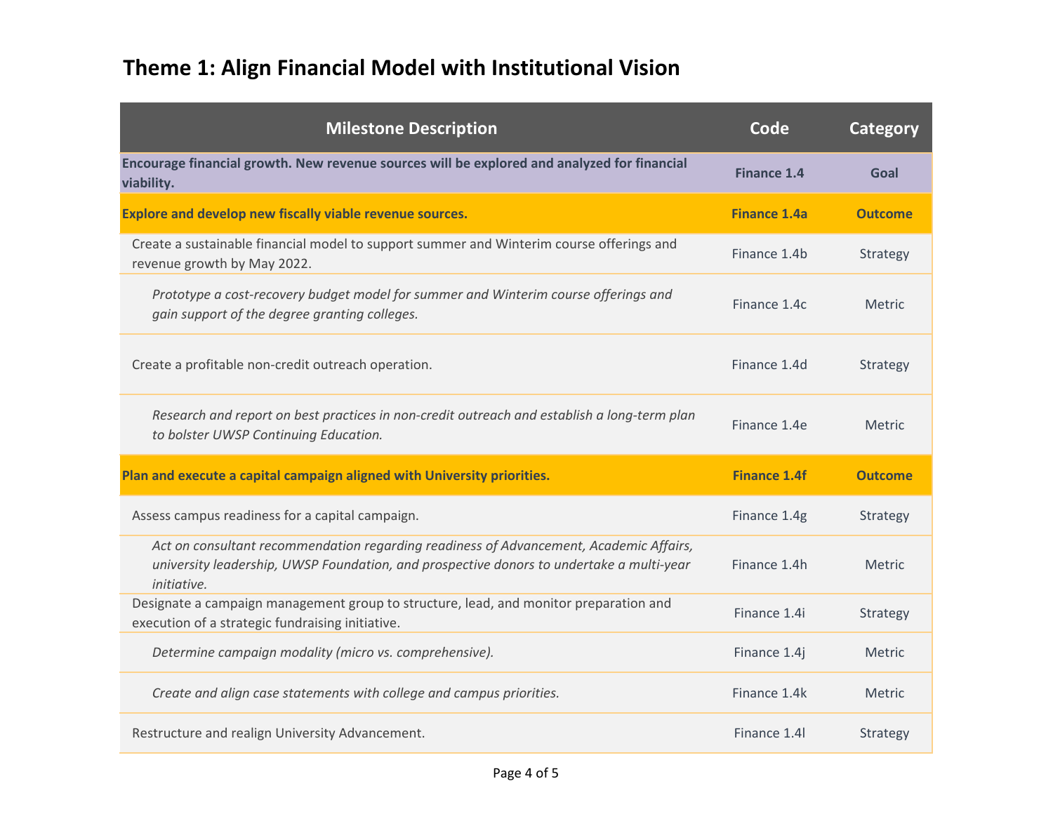# Theme 1: Align Financial Model with Institutional Vision

| Milestone Description | Code | Category |
|---|---|---|
| **Encourage financial growth. New revenue sources will be explored and analyzed for financial viability.** | **Finance 1.4** | **Goal** |
| **Explore and develop new fiscally viable revenue sources.** | **Finance 1.4a** | **Outcome** |
| Create a sustainable financial model to support summer and Winterim course offerings and revenue growth by May 2022. | Finance 1.4b | Strategy |
| *Prototype a cost-recovery budget model for summer and Winterim course offerings and gain support of the degree granting colleges.* | Finance 1.4c | Metric |
| Create a profitable non-credit outreach operation. | Finance 1.4d | Strategy |
| *Research and report on best practices in non-credit outreach and establish a long-term plan to bolster UWSP Continuing Education.* | Finance 1.4e | Metric |
| **Plan and execute a capital campaign aligned with University priorities.** | **Finance 1.4f** | **Outcome** |
| Assess campus readiness for a capital campaign. | Finance 1.4g | Strategy |
| *Act on consultant recommendation regarding readiness of Advancement, Academic Affairs, university leadership, UWSP Foundation, and prospective donors to undertake a multi-year initiative.* | Finance 1.4h | Metric |
| Designate a campaign management group to structure, lead, and monitor preparation and execution of a strategic fundraising initiative. | Finance 1.4i | Strategy |
| *Determine campaign modality (micro vs. comprehensive).* | Finance 1.4j | Metric |
| *Create and align case statements with college and campus priorities.* | Finance 1.4k | Metric |
| Restructure and realign University Advancement. | Finance 1.4l | Strategy |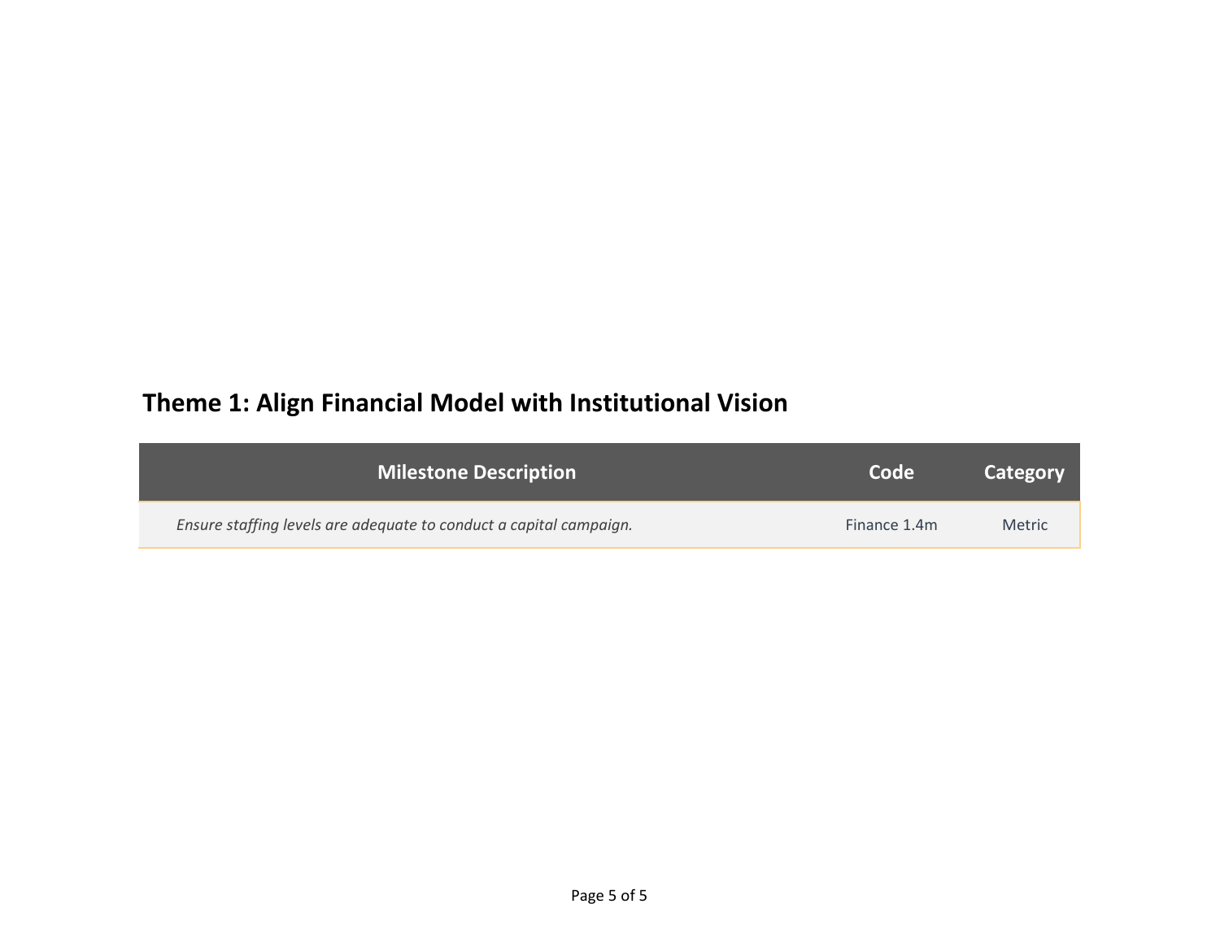## Theme 1: Align Financial Model with Institutional Vision

| Milestone Description | Code | Category |
| --- | --- | --- |
| *Ensure staffing levels are adequate to conduct a capital campaign.* | Finance 1.4m | Metric |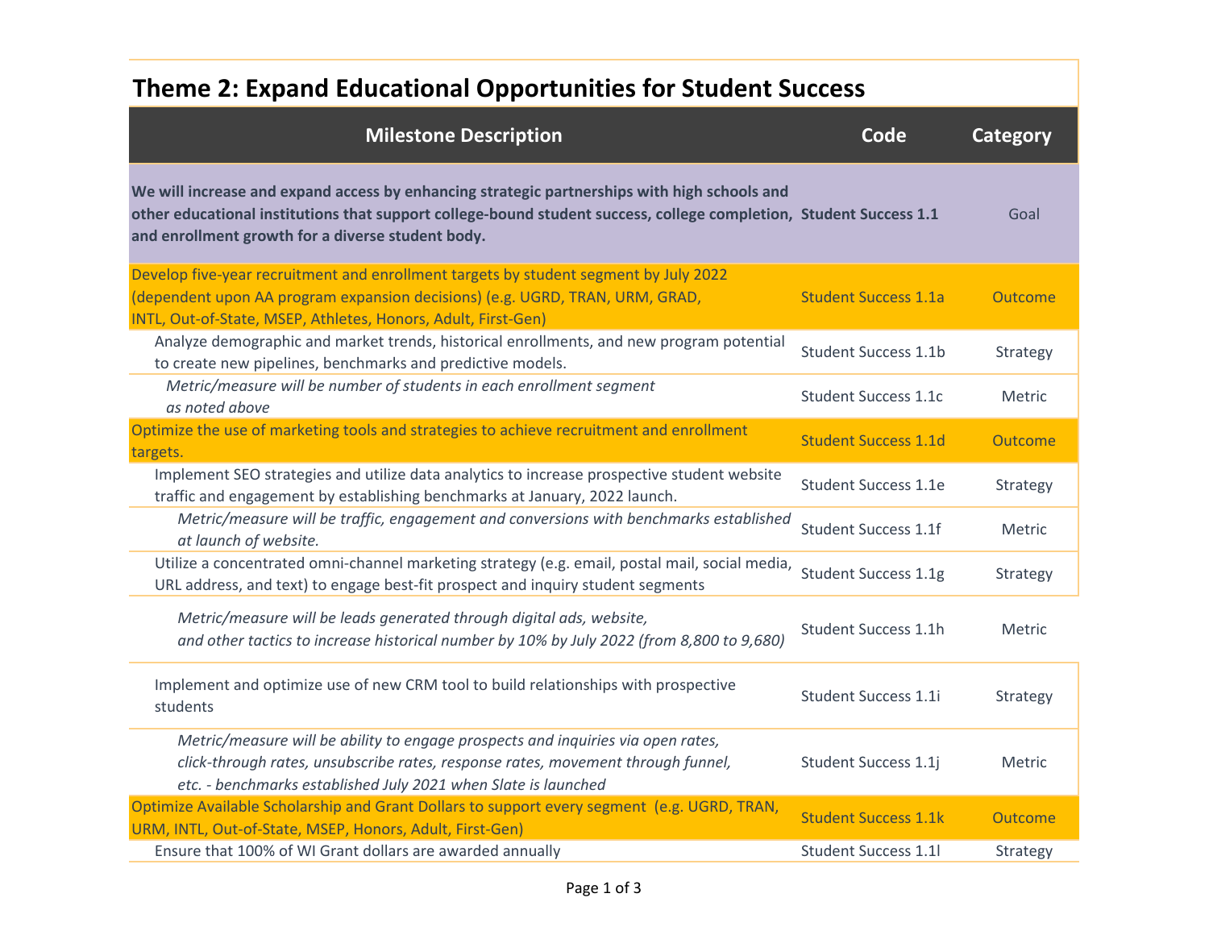## Theme 2: Expand Educational Opportunities for Student Success

| Milestone Description | Code | Category |
|---|---|---|
| **We will increase and expand access by enhancing strategic partnerships with high schools and other educational institutions that support college-bound student success, college completion, and enrollment growth for a diverse student body.** | **Student Success 1.1** | Goal |
| Develop five-year recruitment and enrollment targets by student segment by July 2022 (dependent upon AA program expansion decisions) (e.g. UGRD, TRAN, URM, GRAD, INTL, Out-of-State, MSEP, Athletes, Honors, Adult, First-Gen) | Student Success 1.1a | Outcome |
| Analyze demographic and market trends, historical enrollments, and new program potential to create new pipelines, benchmarks and predictive models. | Student Success 1.1b | Strategy |
| *Metric/measure will be number of students in each enrollment segment as noted above* | Student Success 1.1c | Metric |
| Optimize the use of marketing tools and strategies to achieve recruitment and enrollment targets. | Student Success 1.1d | Outcome |
| Implement SEO strategies and utilize data analytics to increase prospective student website traffic and engagement by establishing benchmarks at January, 2022 launch. | Student Success 1.1e | Strategy |
| *Metric/measure will be traffic, engagement and conversions with benchmarks established at launch of website.* | Student Success 1.1f | Metric |
| Utilize a concentrated omni-channel marketing strategy (e.g. email, postal mail, social media, URL address, and text) to engage best-fit prospect and inquiry student segments | Student Success 1.1g | Strategy |
| *Metric/measure will be leads generated through digital ads, website, and other tactics to increase historical number by 10% by July 2022 (from 8,800 to 9,680)* | Student Success 1.1h | Metric |
| Implement and optimize use of new CRM tool to build relationships with prospective students | Student Success 1.1i | Strategy |
| *Metric/measure will be ability to engage prospects and inquiries via open rates, click-through rates, unsubscribe rates, response rates, movement through funnel, etc. - benchmarks established July 2021 when Slate is launched* | Student Success 1.1j | Metric |
| Optimize Available Scholarship and Grant Dollars to support every segment (e.g. UGRD, TRAN, URM, INTL, Out-of-State, MSEP, Honors, Adult, First-Gen) | Student Success 1.1k | Outcome |
| Ensure that 100% of WI Grant dollars are awarded annually | Student Success 1.1l | Strategy |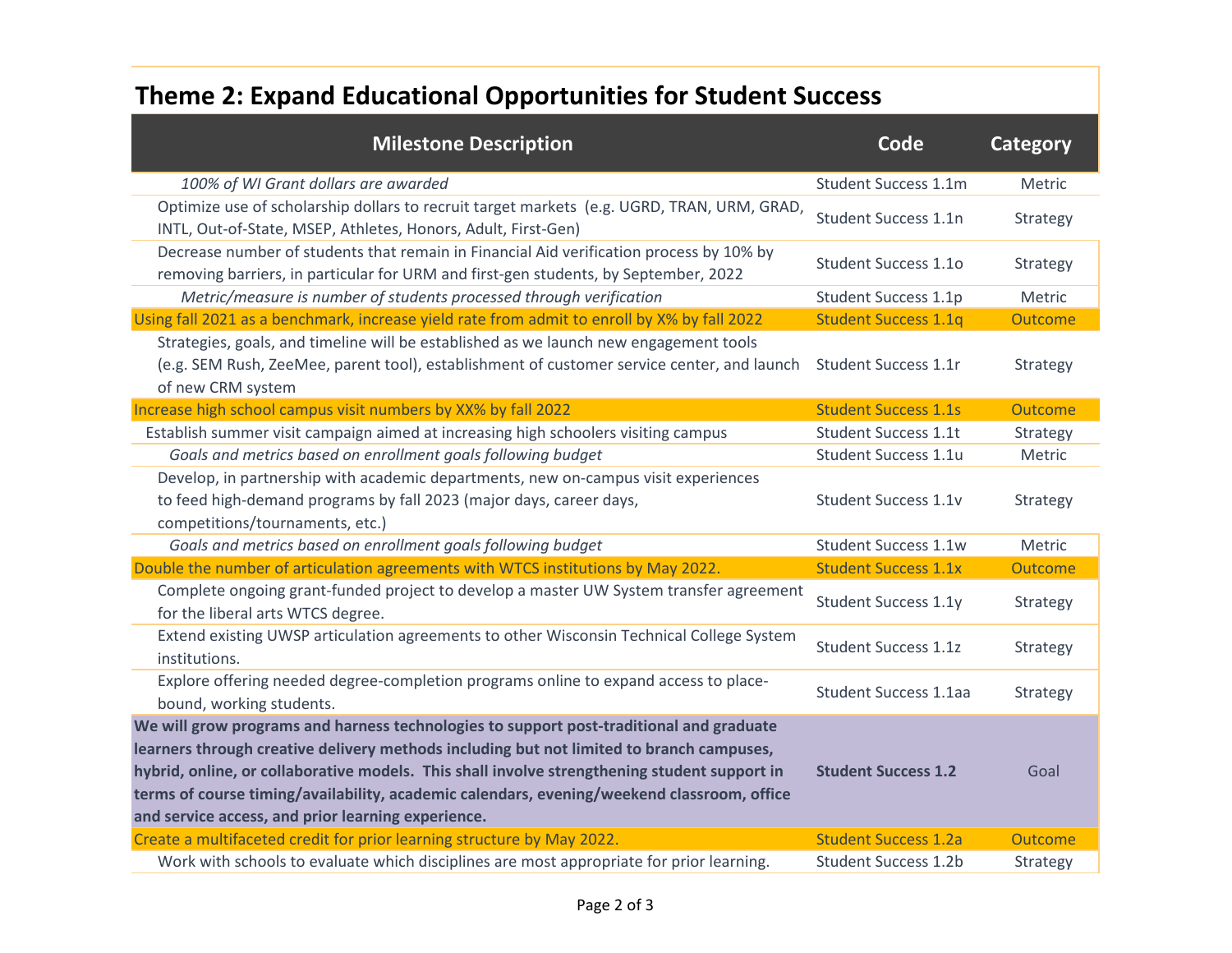## Theme 2: Expand Educational Opportunities for Student Success

| Milestone Description | Code | Category |
|---|---|---|
| *100% of WI Grant dollars are awarded* | Student Success 1.1m | Metric |
| Optimize use of scholarship dollars to recruit target markets (e.g. UGRD, TRAN, URM, GRAD, INTL, Out-of-State, MSEP, Athletes, Honors, Adult, First-Gen) | Student Success 1.1n | Strategy |
| Decrease number of students that remain in Financial Aid verification process by 10% by removing barriers, in particular for URM and first-gen students, by September, 2022 | Student Success 1.1o | Strategy |
| *Metric/measure is number of students processed through verification* | Student Success 1.1p | Metric |
| Using fall 2021 as a benchmark, increase yield rate from admit to enroll by X% by fall 2022 | Student Success 1.1q | Outcome |
| Strategies, goals, and timeline will be established as we launch new engagement tools (e.g. SEM Rush, ZeeMee, parent tool), establishment of customer service center, and launch of new CRM system | Student Success 1.1r | Strategy |
| Increase high school campus visit numbers by XX% by fall 2022 | Student Success 1.1s | Outcome |
| Establish summer visit campaign aimed at increasing high schoolers visiting campus | Student Success 1.1t | Strategy |
| *Goals and metrics based on enrollment goals following budget* | Student Success 1.1u | Metric |
| Develop, in partnership with academic departments, new on-campus visit experiences to feed high-demand programs by fall 2023 (major days, career days, competitions/tournaments, etc.) | Student Success 1.1v | Strategy |
| *Goals and metrics based on enrollment goals following budget* | Student Success 1.1w | Metric |
| Double the number of articulation agreements with WTCS institutions by May 2022. | Student Success 1.1x | Outcome |
| Complete ongoing grant-funded project to develop a master UW System transfer agreement for the liberal arts WTCS degree. | Student Success 1.1y | Strategy |
| Extend existing UWSP articulation agreements to other Wisconsin Technical College System institutions. | Student Success 1.1z | Strategy |
| Explore offering needed degree-completion programs online to expand access to place-bound, working students. | Student Success 1.1aa | Strategy |
| **We will grow programs and harness technologies to support post-traditional and graduate learners through creative delivery methods including but not limited to branch campuses, hybrid, online, or collaborative models. This shall involve strengthening student support in terms of course timing/availability, academic calendars, evening/weekend classroom, office and service access, and prior learning experience.** | **Student Success 1.2** | Goal |
| Create a multifaceted credit for prior learning structure by May 2022. | Student Success 1.2a | Outcome |
| Work with schools to evaluate which disciplines are most appropriate for prior learning. | Student Success 1.2b | Strategy |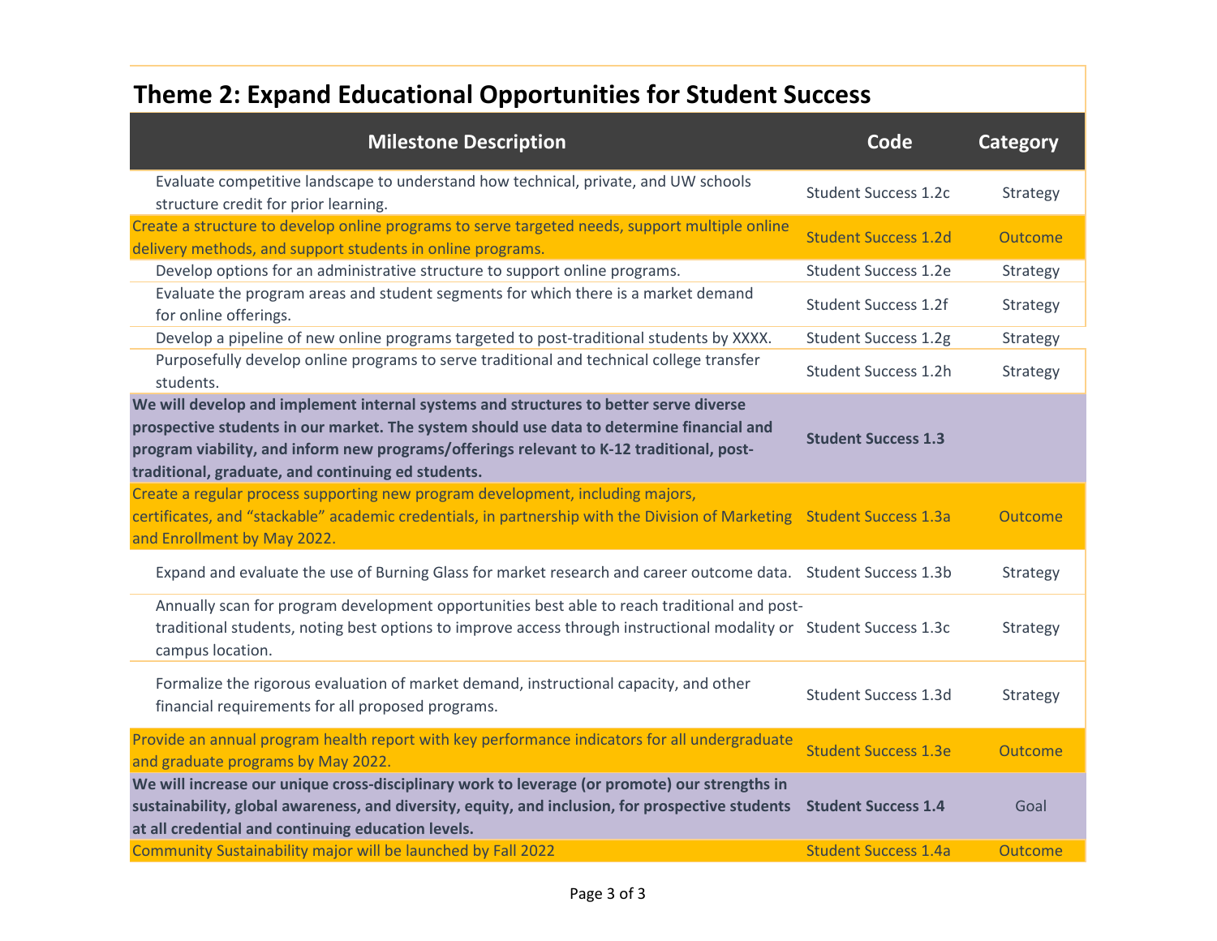## Theme 2: Expand Educational Opportunities for Student Success

| Milestone Description | Code | Category |
|---|---|---|
| Evaluate competitive landscape to understand how technical, private, and UW schools structure credit for prior learning. | Student Success 1.2c | Strategy |
| Create a structure to develop online programs to serve targeted needs, support multiple online delivery methods, and support students in online programs. | Student Success 1.2d | Outcome |
| Develop options for an administrative structure to support online programs. | Student Success 1.2e | Strategy |
| Evaluate the program areas and student segments for which there is a market demand for online offerings. | Student Success 1.2f | Strategy |
| Develop a pipeline of new online programs targeted to post-traditional students by XXXX. | Student Success 1.2g | Strategy |
| Purposefully develop online programs to serve traditional and technical college transfer students. | Student Success 1.2h | Strategy |
| **We will develop and implement internal systems and structures to better serve diverse prospective students in our market. The system should use data to determine financial and program viability, and inform new programs/offerings relevant to K-12 traditional, post-traditional, graduate, and continuing ed students.** | **Student Success 1.3** | |
| Create a regular process supporting new program development, including majors, certificates, and "stackable" academic credentials, in partnership with the Division of Marketing and Enrollment by May 2022. | Student Success 1.3a | Outcome |
| Expand and evaluate the use of Burning Glass for market research and career outcome data. | Student Success 1.3b | Strategy |
| Annually scan for program development opportunities best able to reach traditional and post-traditional students, noting best options to improve access through instructional modality or campus location. | Student Success 1.3c | Strategy |
| Formalize the rigorous evaluation of market demand, instructional capacity, and other financial requirements for all proposed programs. | Student Success 1.3d | Strategy |
| Provide an annual program health report with key performance indicators for all undergraduate and graduate programs by May 2022. | Student Success 1.3e | Outcome |
| **We will increase our unique cross-disciplinary work to leverage (or promote) our strengths in sustainability, global awareness, and diversity, equity, and inclusion, for prospective students at all credential and continuing education levels.** | **Student Success 1.4** | Goal |
| Community Sustainability major will be launched by Fall 2022 | Student Success 1.4a | Outcome |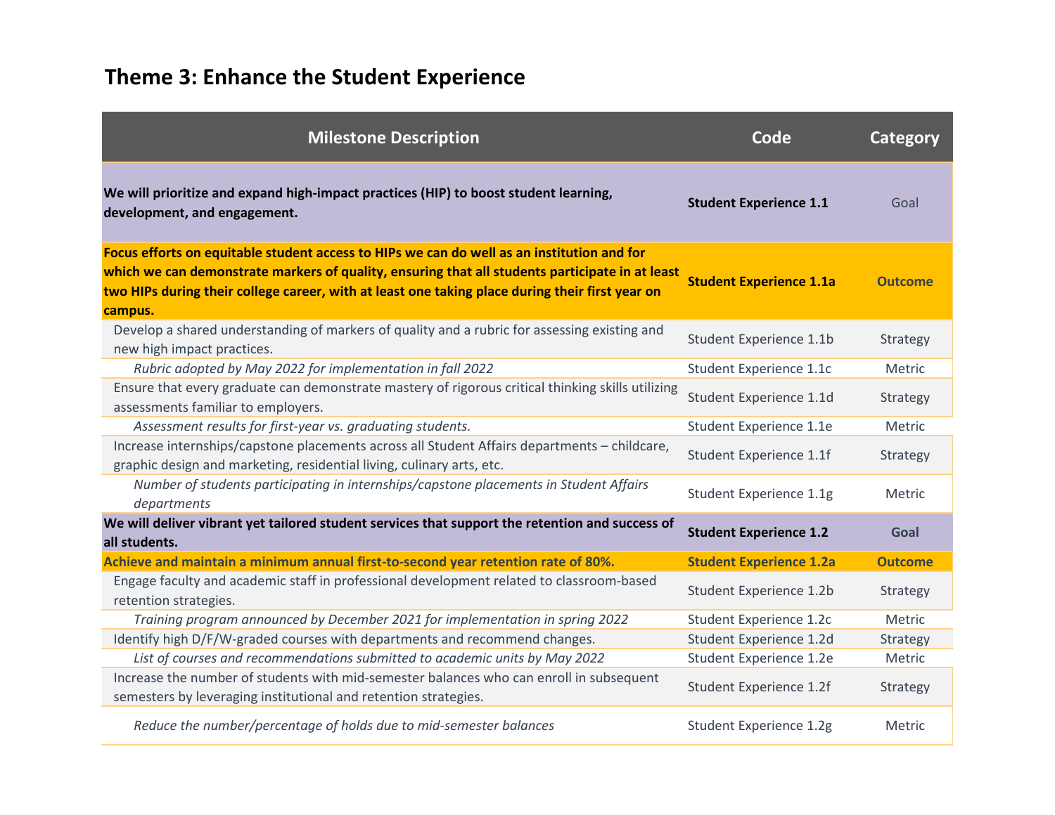# Theme 3: Enhance the Student Experience

| Milestone Description | Code | Category |
| --- | --- | --- |
| **We will prioritize and expand high-impact practices (HIP) to boost student learning, development, and engagement.** | **Student Experience 1.1** | Goal |
| **Focus efforts on equitable student access to HIPs we can do well as an institution and for which we can demonstrate markers of quality, ensuring that all students participate in at least two HIPs during their college career, with at least one taking place during their first year on campus.** | **Student Experience 1.1a** | **Outcome** |
| Develop a shared understanding of markers of quality and a rubric for assessing existing and new high impact practices. | Student Experience 1.1b | Strategy |
| *Rubric adopted by May 2022 for implementation in fall 2022* | Student Experience 1.1c | Metric |
| Ensure that every graduate can demonstrate mastery of rigorous critical thinking skills utilizing assessments familiar to employers. | Student Experience 1.1d | Strategy |
| *Assessment results for first-year vs. graduating students.* | Student Experience 1.1e | Metric |
| Increase internships/capstone placements across all Student Affairs departments – childcare, graphic design and marketing, residential living, culinary arts, etc. | Student Experience 1.1f | Strategy |
| *Number of students participating in internships/capstone placements in Student Affairs departments* | Student Experience 1.1g | Metric |
| **We will deliver vibrant yet tailored student services that support the retention and success of all students.** | **Student Experience 1.2** | **Goal** |
| **Achieve and maintain a minimum annual first-to-second year retention rate of 80%.** | **Student Experience 1.2a** | **Outcome** |
| Engage faculty and academic staff in professional development related to classroom-based retention strategies. | Student Experience 1.2b | Strategy |
| *Training program announced by December 2021 for implementation in spring 2022* | Student Experience 1.2c | Metric |
| Identify high D/F/W-graded courses with departments and recommend changes. | Student Experience 1.2d | Strategy |
| *List of courses and recommendations submitted to academic units by May 2022* | Student Experience 1.2e | Metric |
| Increase the number of students with mid-semester balances who can enroll in subsequent semesters by leveraging institutional and retention strategies. | Student Experience 1.2f | Strategy |
| *Reduce the number/percentage of holds due to mid-semester balances* | Student Experience 1.2g | Metric |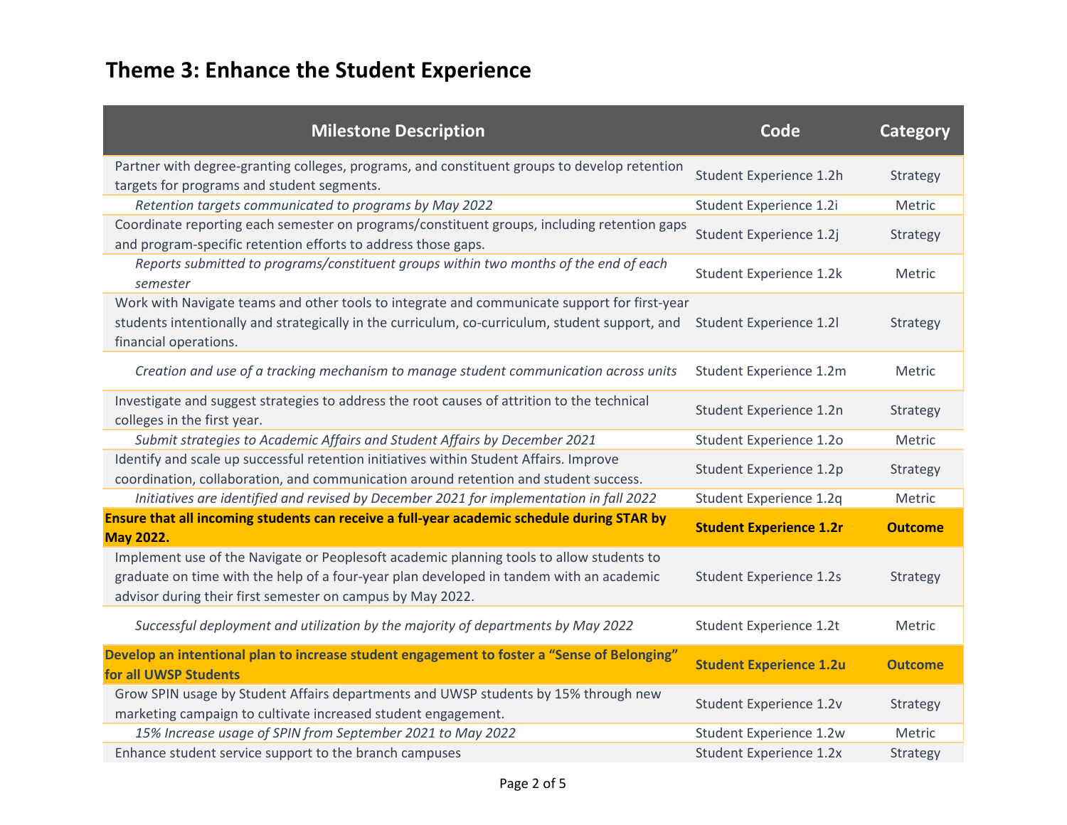# Theme 3: Enhance the Student Experience

| Milestone Description | Code | Category |
|---|---|---|
| Partner with degree-granting colleges, programs, and constituent groups to develop retention targets for programs and student segments. | Student Experience 1.2h | Strategy |
| *Retention targets communicated to programs by May 2022* | Student Experience 1.2i | Metric |
| Coordinate reporting each semester on programs/constituent groups, including retention gaps and program-specific retention efforts to address those gaps. | Student Experience 1.2j | Strategy |
| *Reports submitted to programs/constituent groups within two months of the end of each semester* | Student Experience 1.2k | Metric |
| Work with Navigate teams and other tools to integrate and communicate support for first-year students intentionally and strategically in the curriculum, co-curriculum, student support, and financial operations. | Student Experience 1.2l | Strategy |
| *Creation and use of a tracking mechanism to manage student communication across units* | Student Experience 1.2m | Metric |
| Investigate and suggest strategies to address the root causes of attrition to the technical colleges in the first year. | Student Experience 1.2n | Strategy |
| *Submit strategies to Academic Affairs and Student Affairs by December 2021* | Student Experience 1.2o | Metric |
| Identify and scale up successful retention initiatives within Student Affairs. Improve coordination, collaboration, and communication around retention and student success. | Student Experience 1.2p | Strategy |
| *Initiatives are identified and revised by December 2021 for implementation in fall 2022* | Student Experience 1.2q | Metric |
| **Ensure that all incoming students can receive a full-year academic schedule during STAR by May 2022.** | **Student Experience 1.2r** | **Outcome** |
| Implement use of the Navigate or Peoplesoft academic planning tools to allow students to graduate on time with the help of a four-year plan developed in tandem with an academic advisor during their first semester on campus by May 2022. | Student Experience 1.2s | Strategy |
| *Successful deployment and utilization by the majority of departments by May 2022* | Student Experience 1.2t | Metric |
| **Develop an intentional plan to increase student engagement to foster a "Sense of Belonging" for all UWSP Students** | **Student Experience 1.2u** | **Outcome** |
| Grow SPIN usage by Student Affairs departments and UWSP students by 15% through new marketing campaign to cultivate increased student engagement. | Student Experience 1.2v | Strategy |
| *15% Increase usage of SPIN from September 2021 to May 2022* | Student Experience 1.2w | Metric |
| Enhance student service support to the branch campuses | Student Experience 1.2x | Strategy |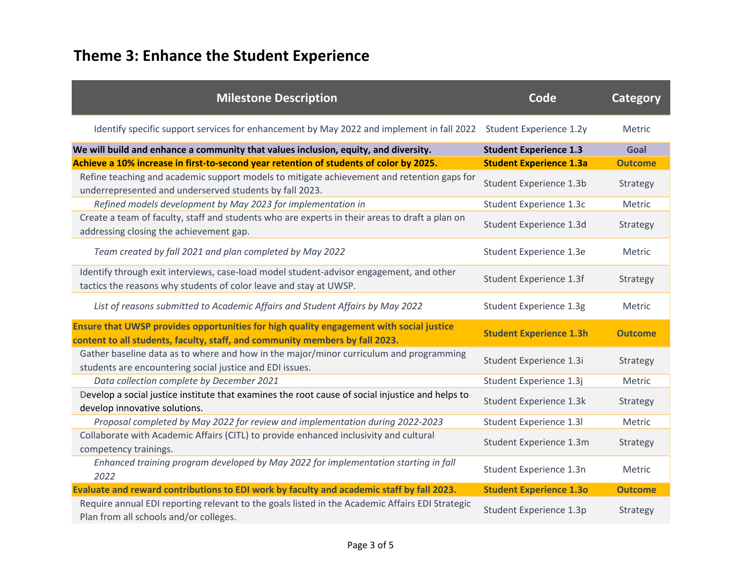## Theme 3: Enhance the Student Experience

| Milestone Description | Code | Category |
|---|---|---|
| Identify specific support services for enhancement by May 2022 and implement in fall 2022 | Student Experience 1.2y | Metric |
| **We will build and enhance a community that values inclusion, equity, and diversity.** | **Student Experience 1.3** | **Goal** |
| **Achieve a 10% increase in first-to-second year retention of students of color by 2025.** | **Student Experience 1.3a** | **Outcome** |
| Refine teaching and academic support models to mitigate achievement and retention gaps for underrepresented and underserved students by fall 2023. | Student Experience 1.3b | Strategy |
| *Refined models development by May 2023 for implementation in* | Student Experience 1.3c | Metric |
| Create a team of faculty, staff and students who are experts in their areas to draft a plan on addressing closing the achievement gap. | Student Experience 1.3d | Strategy |
| *Team created by fall 2021 and plan completed by May 2022* | Student Experience 1.3e | Metric |
| Identify through exit interviews, case-load model student-advisor engagement, and other tactics the reasons why students of color leave and stay at UWSP. | Student Experience 1.3f | Strategy |
| *List of reasons submitted to Academic Affairs and Student Affairs by May 2022* | Student Experience 1.3g | Metric |
| **Ensure that UWSP provides opportunities for high quality engagement with social justice content to all students, faculty, staff, and community members by fall 2023.** | **Student Experience 1.3h** | **Outcome** |
| Gather baseline data as to where and how in the major/minor curriculum and programming students are encountering social justice and EDI issues. | Student Experience 1.3i | Strategy |
| *Data collection complete by December 2021* | Student Experience 1.3j | Metric |
| Develop a social justice institute that examines the root cause of social injustice and helps to develop innovative solutions. | Student Experience 1.3k | Strategy |
| *Proposal completed by May 2022 for review and implementation during 2022-2023* | Student Experience 1.3l | Metric |
| Collaborate with Academic Affairs (CITL) to provide enhanced inclusivity and cultural competency trainings. | Student Experience 1.3m | Strategy |
| *Enhanced training program developed by May 2022 for implementation starting in fall 2022* | Student Experience 1.3n | Metric |
| **Evaluate and reward contributions to EDI work by faculty and academic staff by fall 2023.** | **Student Experience 1.3o** | **Outcome** |
| Require annual EDI reporting relevant to the goals listed in the Academic Affairs EDI Strategic Plan from all schools and/or colleges. | Student Experience 1.3p | Strategy |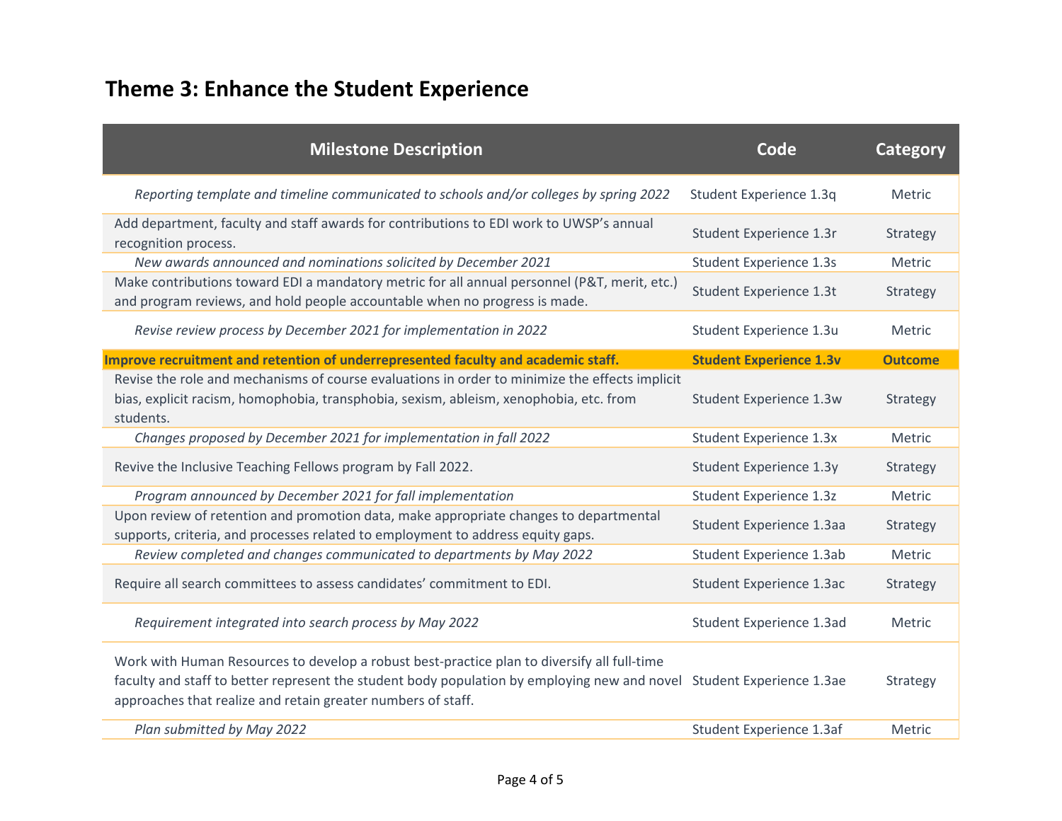## Theme 3: Enhance the Student Experience

| Milestone Description | Code | Category |
|---|---|---|
| *Reporting template and timeline communicated to schools and/or colleges by spring 2022* | Student Experience 1.3q | Metric |
| Add department, faculty and staff awards for contributions to EDI work to UWSP's annual recognition process. | Student Experience 1.3r | Strategy |
| *New awards announced and nominations solicited by December 2021* | Student Experience 1.3s | Metric |
| Make contributions toward EDI a mandatory metric for all annual personnel (P&T, merit, etc.) and program reviews, and hold people accountable when no progress is made. | Student Experience 1.3t | Strategy |
| *Revise review process by December 2021 for implementation in 2022* | Student Experience 1.3u | Metric |
| **Improve recruitment and retention of underrepresented faculty and academic staff.** | **Student Experience 1.3v** | **Outcome** |
| Revise the role and mechanisms of course evaluations in order to minimize the effects implicit bias, explicit racism, homophobia, transphobia, sexism, ableism, xenophobia, etc. from students. | Student Experience 1.3w | Strategy |
| *Changes proposed by December 2021 for implementation in fall 2022* | Student Experience 1.3x | Metric |
| Revive the Inclusive Teaching Fellows program by Fall 2022. | Student Experience 1.3y | Strategy |
| *Program announced by December 2021 for fall implementation* | Student Experience 1.3z | Metric |
| Upon review of retention and promotion data, make appropriate changes to departmental supports, criteria, and processes related to employment to address equity gaps. | Student Experience 1.3aa | Strategy |
| *Review completed and changes communicated to departments by May 2022* | Student Experience 1.3ab | Metric |
| Require all search committees to assess candidates' commitment to EDI. | Student Experience 1.3ac | Strategy |
| *Requirement integrated into search process by May 2022* | Student Experience 1.3ad | Metric |
| Work with Human Resources to develop a robust best-practice plan to diversify all full-time faculty and staff to better represent the student body population by employing new and novel approaches that realize and retain greater numbers of staff. | Student Experience 1.3ae | Strategy |
| *Plan submitted by May 2022* | Student Experience 1.3af | Metric |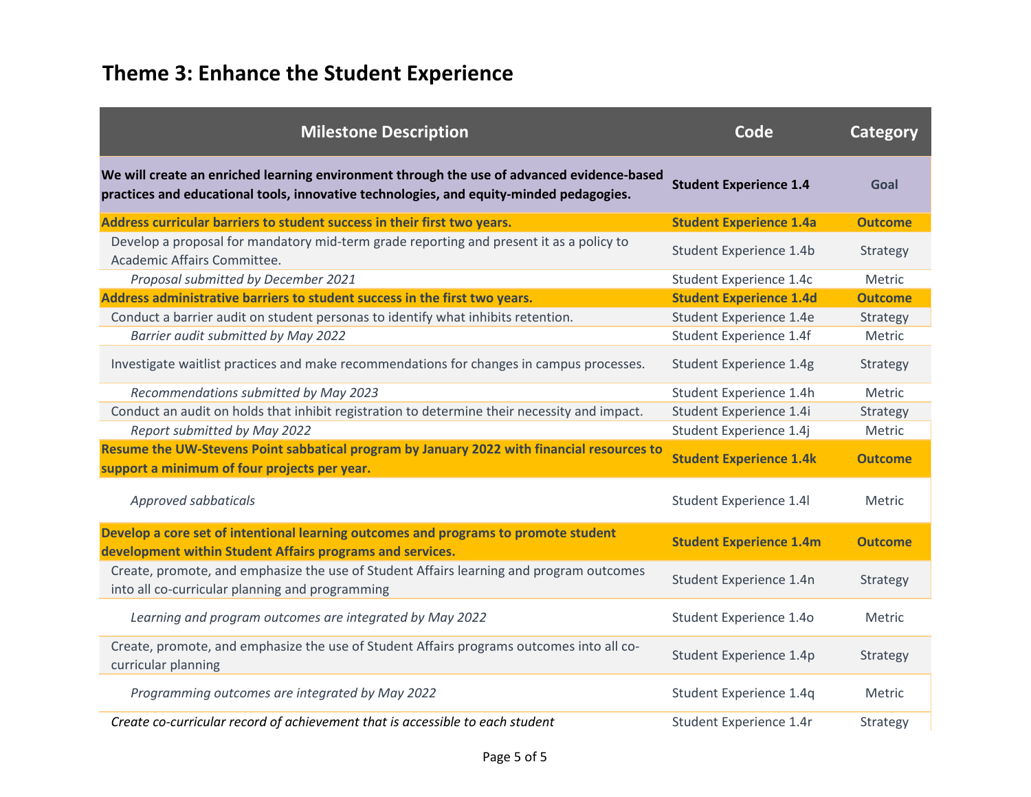## Theme 3: Enhance the Student Experience

| Milestone Description | Code | Category |
|---|---|---|
| **We will create an enriched learning environment through the use of advanced evidence-based practices and educational tools, innovative technologies, and equity-minded pedagogies.** | **Student Experience 1.4** | **Goal** |
| **Address curricular barriers to student success in their first two years.** | **Student Experience 1.4a** | **Outcome** |
| Develop a proposal for mandatory mid-term grade reporting and present it as a policy to Academic Affairs Committee. | Student Experience 1.4b | Strategy |
| *Proposal submitted by December 2021* | Student Experience 1.4c | Metric |
| **Address administrative barriers to student success in the first two years.** | **Student Experience 1.4d** | **Outcome** |
| Conduct a barrier audit on student personas to identify what inhibits retention. | Student Experience 1.4e | Strategy |
| *Barrier audit submitted by May 2022* | Student Experience 1.4f | Metric |
| Investigate waitlist practices and make recommendations for changes in campus processes. | Student Experience 1.4g | Strategy |
| *Recommendations submitted by May 2023* | Student Experience 1.4h | Metric |
| Conduct an audit on holds that inhibit registration to determine their necessity and impact. | Student Experience 1.4i | Strategy |
| *Report submitted by May 2022* | Student Experience 1.4j | Metric |
| **Resume the UW-Stevens Point sabbatical program by January 2022 with financial resources to support a minimum of four projects per year.** | **Student Experience 1.4k** | **Outcome** |
| *Approved sabbaticals* | Student Experience 1.4l | Metric |
| **Develop a core set of intentional learning outcomes and programs to promote student development within Student Affairs programs and services.** | **Student Experience 1.4m** | **Outcome** |
| Create, promote, and emphasize the use of Student Affairs learning and program outcomes into all co-curricular planning and programming | Student Experience 1.4n | Strategy |
| *Learning and program outcomes are integrated by May 2022* | Student Experience 1.4o | Metric |
| Create, promote, and emphasize the use of Student Affairs programs outcomes into all co-curricular planning | Student Experience 1.4p | Strategy |
| *Programming outcomes are integrated by May 2022* | Student Experience 1.4q | Metric |
| *Create co-curricular record of achievement that is accessible to each student* | Student Experience 1.4r | Strategy |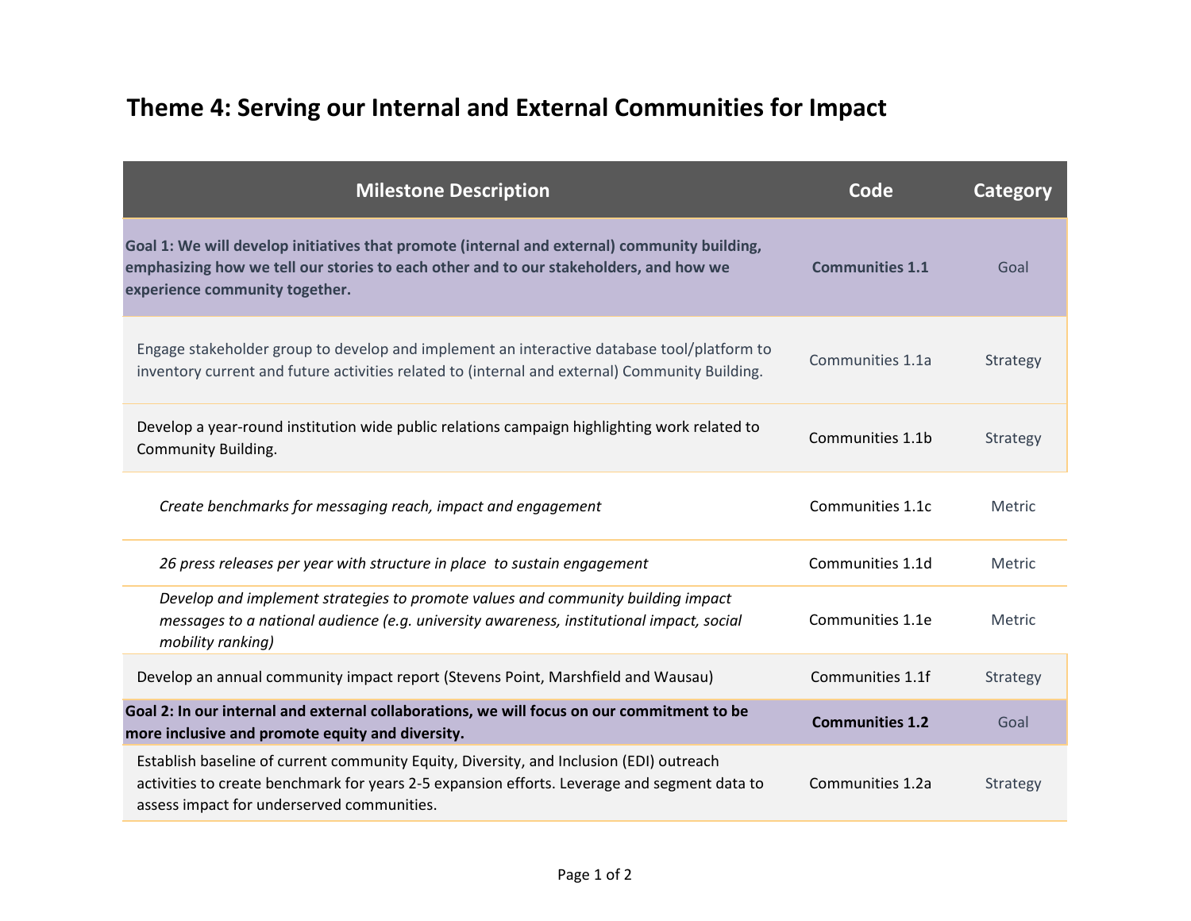# Theme 4: Serving our Internal and External Communities for Impact

| Milestone Description | Code | Category |
|---|---|---|
| **Goal 1: We will develop initiatives that promote (internal and external) community building, emphasizing how we tell our stories to each other and to our stakeholders, and how we experience community together.** | **Communities 1.1** | Goal |
| Engage stakeholder group to develop and implement an interactive database tool/platform to inventory current and future activities related to (internal and external) Community Building. | Communities 1.1a | Strategy |
| Develop a year-round institution wide public relations campaign highlighting work related to Community Building. | Communities 1.1b | Strategy |
| *Create benchmarks for messaging reach, impact and engagement* | Communities 1.1c | Metric |
| *26 press releases per year with structure in place to sustain engagement* | Communities 1.1d | Metric |
| *Develop and implement strategies to promote values and community building impact messages to a national audience (e.g. university awareness, institutional impact, social mobility ranking)* | Communities 1.1e | Metric |
| Develop an annual community impact report (Stevens Point, Marshfield and Wausau) | Communities 1.1f | Strategy |
| **Goal 2: In our internal and external collaborations, we will focus on our commitment to be more inclusive and promote equity and diversity.** | **Communities 1.2** | Goal |
| Establish baseline of current community Equity, Diversity, and Inclusion (EDI) outreach activities to create benchmark for years 2-5 expansion efforts. Leverage and segment data to assess impact for underserved communities. | Communities 1.2a | Strategy |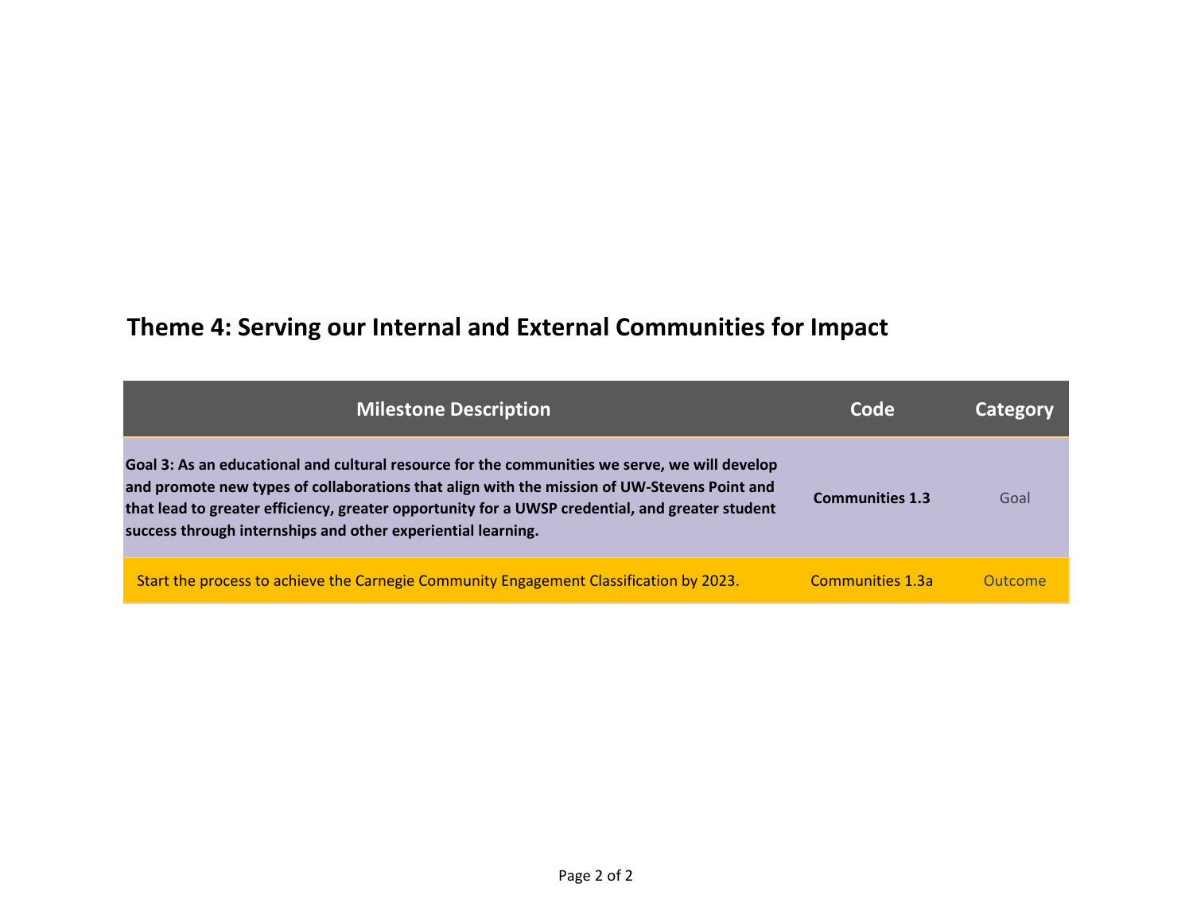## Theme 4: Serving our Internal and External Communities for Impact

| Milestone Description | Code | Category |
|---|---|---|
| **Goal 3: As an educational and cultural resource for the communities we serve, we will develop and promote new types of collaborations that align with the mission of UW-Stevens Point and that lead to greater efficiency, greater opportunity for a UWSP credential, and greater student success through internships and other experiential learning.** | **Communities 1.3** | Goal |
| Start the process to achieve the Carnegie Community Engagement Classification by 2023. | Communities 1.3a | Outcome |